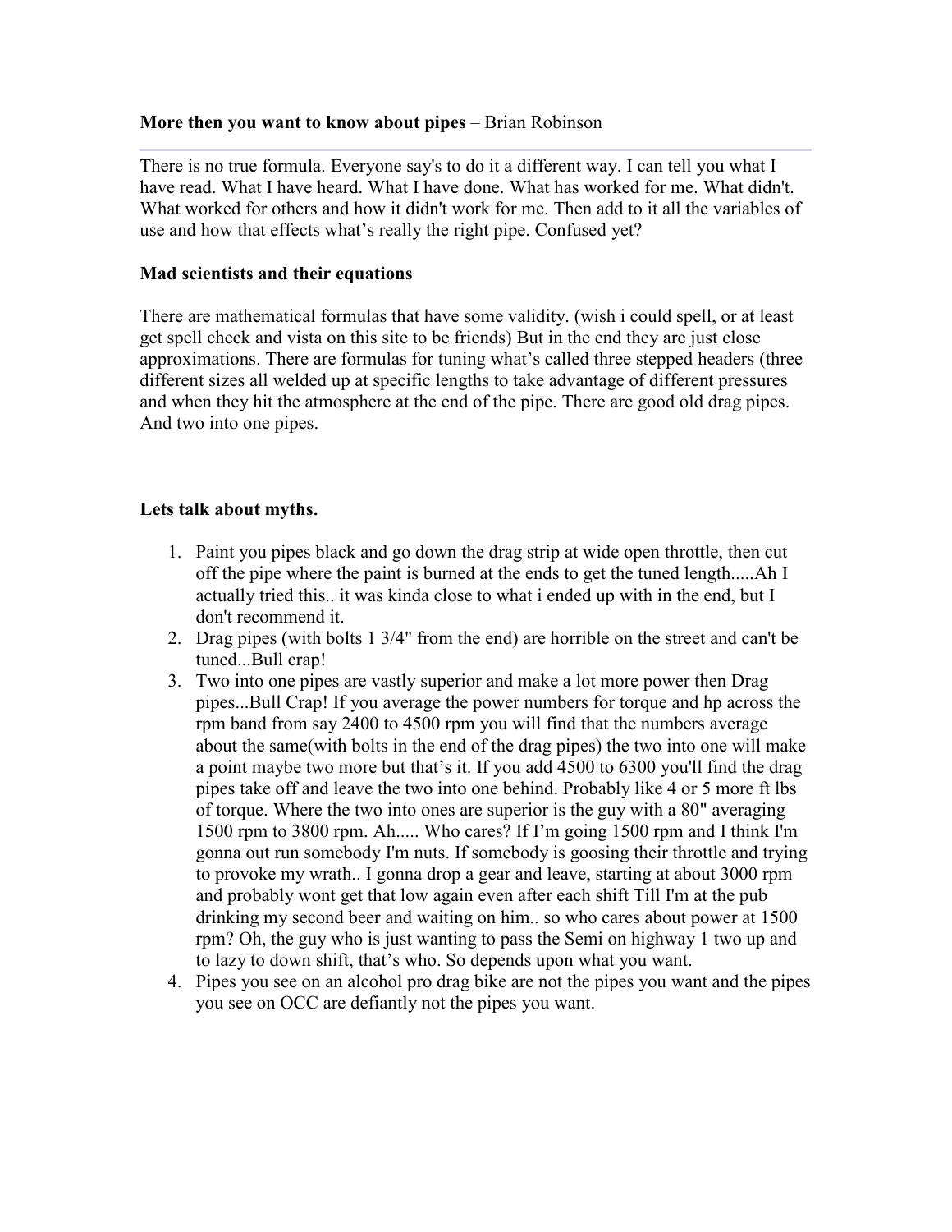**More then you want to know about pipes** – Brian Robinson

---

There is no true formula. Everyone say's to do it a different way. I can tell you what I have read. What I have heard. What I have done. What has worked for me. What didn't. What worked for others and how it didn't work for me. Then add to it all the variables of use and how that effects what's really the right pipe. Confused yet?

**Mad scientists and their equations**

There are mathematical formulas that have some validity. (wish i could spell, or at least get spell check and vista on this site to be friends) But in the end they are just close approximations. There are formulas for tuning what's called three stepped headers (three different sizes all welded up at specific lengths to take advantage of different pressures and when they hit the atmosphere at the end of the pipe. There are good old drag pipes. And two into one pipes.

**Lets talk about myths.**

1. Paint you pipes black and go down the drag strip at wide open throttle, then cut off the pipe where the paint is burned at the ends to get the tuned length.....Ah I actually tried this.. it was kinda close to what i ended up with in the end, but I don't recommend it.
2. Drag pipes (with bolts 1 3/4" from the end) are horrible on the street and can't be tuned...Bull crap!
3. Two into one pipes are vastly superior and make a lot more power then Drag pipes...Bull Crap! If you average the power numbers for torque and hp across the rpm band from say 2400 to 4500 rpm you will find that the numbers average about the same(with bolts in the end of the drag pipes) the two into one will make a point maybe two more but that's it. If you add 4500 to 6300 you'll find the drag pipes take off and leave the two into one behind. Probably like 4 or 5 more ft lbs of torque. Where the two into ones are superior is the guy with a 80" averaging 1500 rpm to 3800 rpm. Ah..... Who cares? If I'm going 1500 rpm and I think I'm gonna out run somebody I'm nuts. If somebody is goosing their throttle and trying to provoke my wrath.. I gonna drop a gear and leave, starting at about 3000 rpm and probably wont get that low again even after each shift Till I'm at the pub drinking my second beer and waiting on him.. so who cares about power at 1500 rpm? Oh, the guy who is just wanting to pass the Semi on highway 1 two up and to lazy to down shift, that's who. So depends upon what you want.
4. Pipes you see on an alcohol pro drag bike are not the pipes you want and the pipes you see on OCC are defiantly not the pipes you want.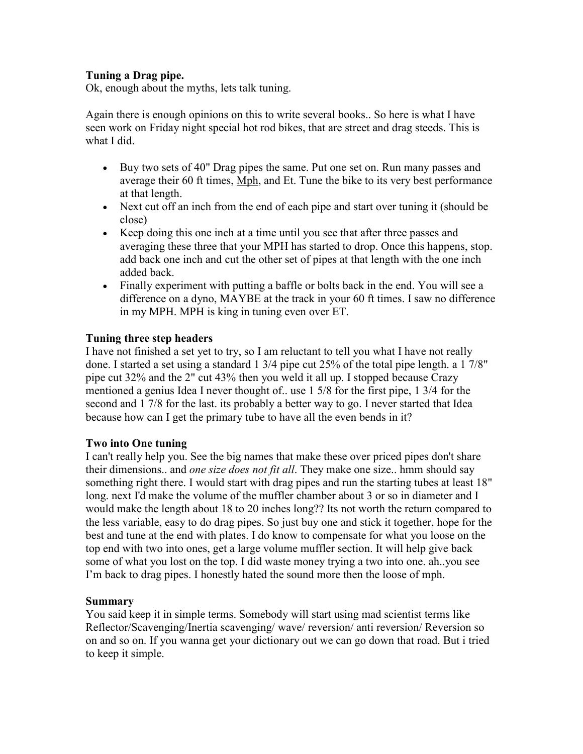**Tuning a Drag pipe.**

Ok, enough about the myths, lets talk tuning.

Again there is enough opinions on this to write several books.. So here is what I have seen work on Friday night special hot rod bikes, that are street and drag steeds. This is what I did.

- Buy two sets of 40" Drag pipes the same. Put one set on. Run many passes and average their 60 ft times, Mph, and Et. Tune the bike to its very best performance at that length.
- Next cut off an inch from the end of each pipe and start over tuning it (should be close)
- Keep doing this one inch at a time until you see that after three passes and averaging these three that your MPH has started to drop. Once this happens, stop. add back one inch and cut the other set of pipes at that length with the one inch added back.
- Finally experiment with putting a baffle or bolts back in the end. You will see a difference on a dyno, MAYBE at the track in your 60 ft times. I saw no difference in my MPH. MPH is king in tuning even over ET.

**Tuning three step headers**

I have not finished a set yet to try, so I am reluctant to tell you what I have not really done. I started a set using a standard 1 3/4 pipe cut 25% of the total pipe length. a 1 7/8" pipe cut 32% and the 2" cut 43% then you weld it all up. I stopped because Crazy mentioned a genius Idea I never thought of.. use 1 5/8 for the first pipe, 1 3/4 for the second and 1 7/8 for the last. its probably a better way to go. I never started that Idea because how can I get the primary tube to have all the even bends in it?

**Two into One tuning**

I can't really help you. See the big names that make these over priced pipes don't share their dimensions.. and *one size does not fit all*. They make one size.. hmm should say something right there. I would start with drag pipes and run the starting tubes at least 18" long. next I'd make the volume of the muffler chamber about 3 or so in diameter and I would make the length about 18 to 20 inches long?? Its not worth the return compared to the less variable, easy to do drag pipes. So just buy one and stick it together, hope for the best and tune at the end with plates. I do know to compensate for what you loose on the top end with two into ones, get a large volume muffler section. It will help give back some of what you lost on the top. I did waste money trying a two into one. ah..you see I'm back to drag pipes. I honestly hated the sound more then the loose of mph.

**Summary**

You said keep it in simple terms. Somebody will start using mad scientist terms like Reflector/Scavenging/Inertia scavenging/ wave/ reversion/ anti reversion/ Reversion so on and so on. If you wanna get your dictionary out we can go down that road. But i tried to keep it simple.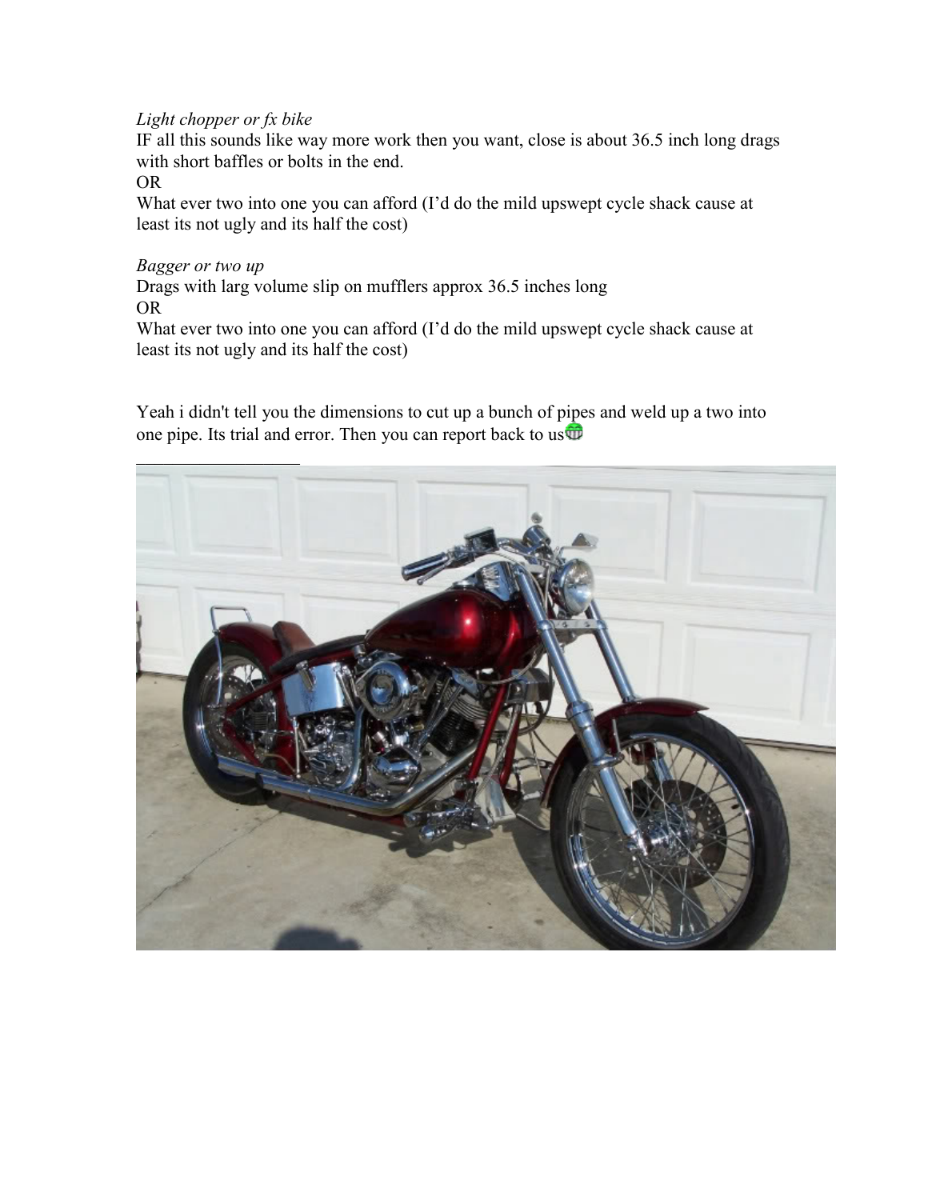*Light chopper or fx bike*

IF all this sounds like way more work then you want, close is about 36.5 inch long drags with short baffles or bolts in the end.

OR

What ever two into one you can afford (I'd do the mild upswept cycle shack cause at least its not ugly and its half the cost)

*Bagger or two up*

Drags with larg volume slip on mufflers approx 36.5 inches long

OR

What ever two into one you can afford (I'd do the mild upswept cycle shack cause at least its not ugly and its half the cost)

Yeah i didn't tell you the dimensions to cut up a bunch of pipes and weld up a two into one pipe. Its trial and error. Then you can report back to us

---